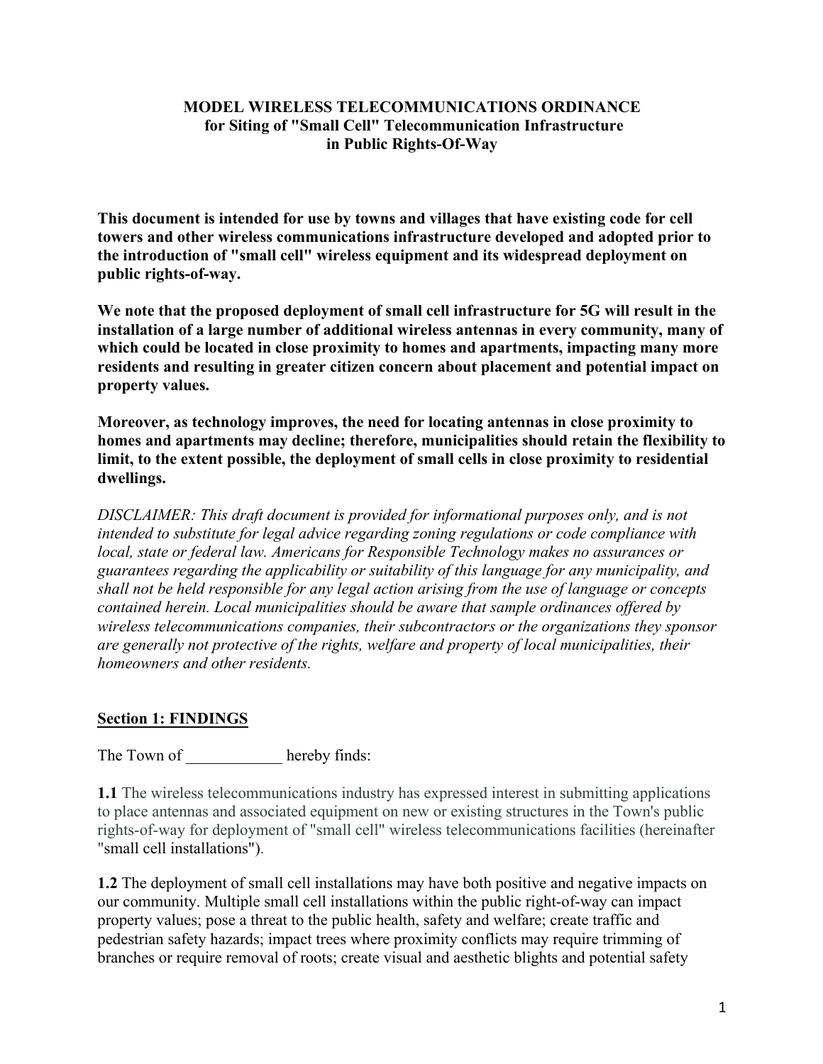**MODEL WIRELESS TELECOMMUNICATIONS ORDINANCE**
**for Siting of "Small Cell" Telecommunication Infrastructure**
**in Public Rights-Of-Way**

**This document is intended for use by towns and villages that have existing code for cell towers and other wireless communications infrastructure developed and adopted prior to the introduction of "small cell" wireless equipment and its widespread deployment on public rights-of-way.**

**We note that the proposed deployment of small cell infrastructure for 5G will result in the installation of a large number of additional wireless antennas in every community, many of which could be located in close proximity to homes and apartments, impacting many more residents and resulting in greater citizen concern about placement and potential impact on property values.**

**Moreover, as technology improves, the need for locating antennas in close proximity to homes and apartments may decline; therefore, municipalities should retain the flexibility to limit, to the extent possible, the deployment of small cells in close proximity to residential dwellings.**

*DISCLAIMER: This draft document is provided for informational purposes only, and is not intended to substitute for legal advice regarding zoning regulations or code compliance with local, state or federal law. Americans for Responsible Technology makes no assurances or guarantees regarding the applicability or suitability of this language for any municipality, and shall not be held responsible for any legal action arising from the use of language or concepts contained herein. Local municipalities should be aware that sample ordinances offered by wireless telecommunications companies, their subcontractors or the organizations they sponsor are generally not protective of the rights, welfare and property of local municipalities, their homeowners and other residents.*

## Section 1: FINDINGS

The Town of ____________ hereby finds:

**1.1** The wireless telecommunications industry has expressed interest in submitting applications to place antennas and associated equipment on new or existing structures in the Town's public rights-of-way for deployment of "small cell" wireless telecommunications facilities (hereinafter "small cell installations").

**1.2** The deployment of small cell installations may have both positive and negative impacts on our community. Multiple small cell installations within the public right-of-way can impact property values; pose a threat to the public health, safety and welfare; create traffic and pedestrian safety hazards; impact trees where proximity conflicts may require trimming of branches or require removal of roots; create visual and aesthetic blights and potential safety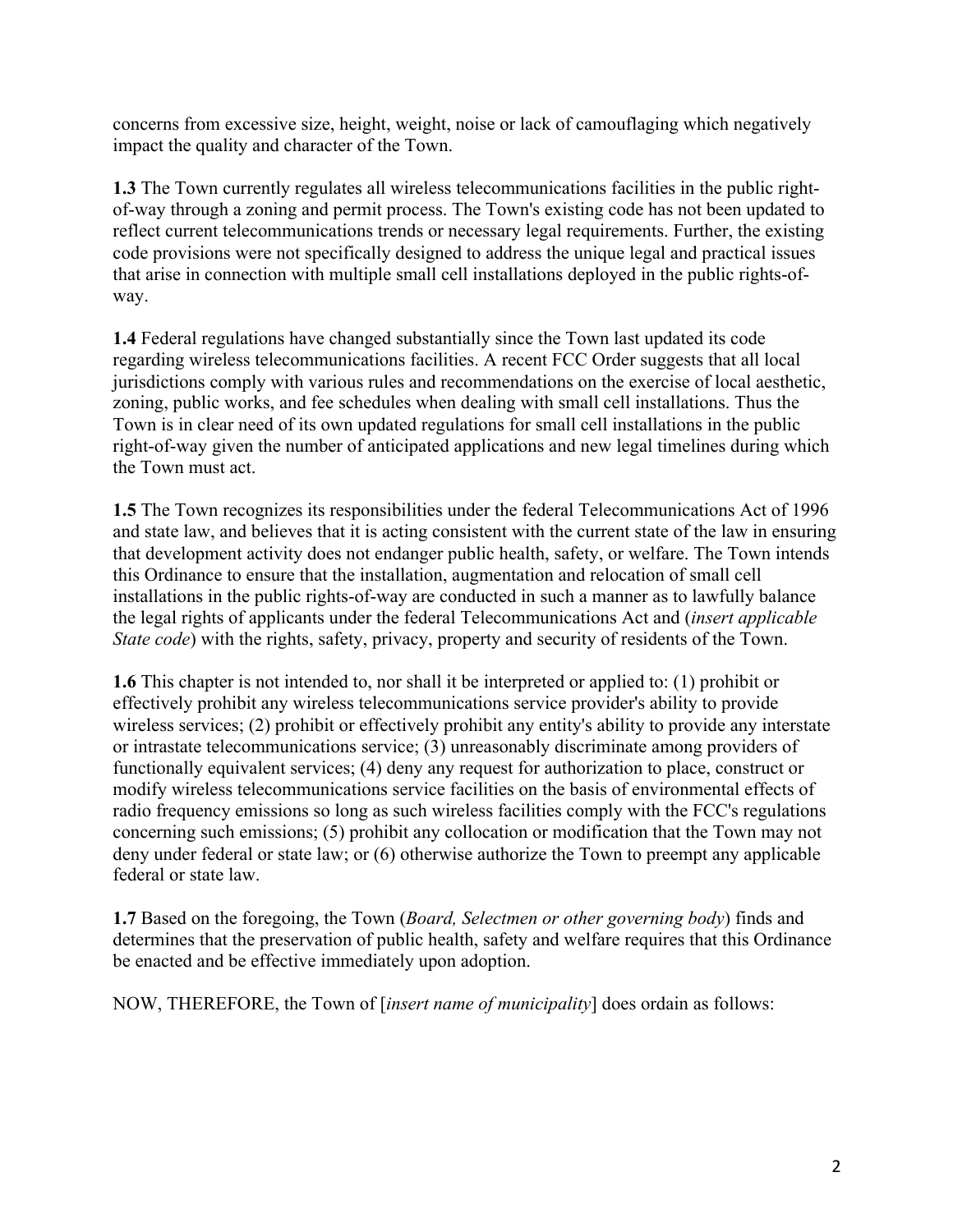concerns from excessive size, height, weight, noise or lack of camouflaging which negatively impact the quality and character of the Town.

**1.3** The Town currently regulates all wireless telecommunications facilities in the public right-of-way through a zoning and permit process. The Town's existing code has not been updated to reflect current telecommunications trends or necessary legal requirements. Further, the existing code provisions were not specifically designed to address the unique legal and practical issues that arise in connection with multiple small cell installations deployed in the public rights-of-way.

**1.4** Federal regulations have changed substantially since the Town last updated its code regarding wireless telecommunications facilities. A recent FCC Order suggests that all local jurisdictions comply with various rules and recommendations on the exercise of local aesthetic, zoning, public works, and fee schedules when dealing with small cell installations. Thus the Town is in clear need of its own updated regulations for small cell installations in the public right-of-way given the number of anticipated applications and new legal timelines during which the Town must act.

**1.5** The Town recognizes its responsibilities under the federal Telecommunications Act of 1996 and state law, and believes that it is acting consistent with the current state of the law in ensuring that development activity does not endanger public health, safety, or welfare. The Town intends this Ordinance to ensure that the installation, augmentation and relocation of small cell installations in the public rights-of-way are conducted in such a manner as to lawfully balance the legal rights of applicants under the federal Telecommunications Act and (*insert applicable State code*) with the rights, safety, privacy, property and security of residents of the Town.

**1.6** This chapter is not intended to, nor shall it be interpreted or applied to: (1) prohibit or effectively prohibit any wireless telecommunications service provider's ability to provide wireless services; (2) prohibit or effectively prohibit any entity's ability to provide any interstate or intrastate telecommunications service; (3) unreasonably discriminate among providers of functionally equivalent services; (4) deny any request for authorization to place, construct or modify wireless telecommunications service facilities on the basis of environmental effects of radio frequency emissions so long as such wireless facilities comply with the FCC's regulations concerning such emissions; (5) prohibit any collocation or modification that the Town may not deny under federal or state law; or (6) otherwise authorize the Town to preempt any applicable federal or state law.

**1.7** Based on the foregoing, the Town (*Board, Selectmen or other governing body*) finds and determines that the preservation of public health, safety and welfare requires that this Ordinance be enacted and be effective immediately upon adoption.

NOW, THEREFORE, the Town of [*insert name of municipality*] does ordain as follows: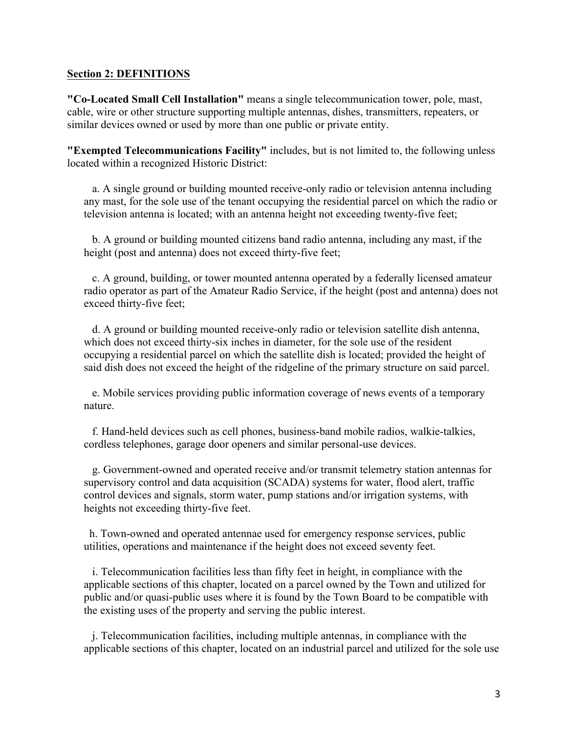## Section 2: DEFINITIONS

**"Co-Located Small Cell Installation"** means a single telecommunication tower, pole, mast, cable, wire or other structure supporting multiple antennas, dishes, transmitters, repeaters, or similar devices owned or used by more than one public or private entity.

**"Exempted Telecommunications Facility"** includes, but is not limited to, the following unless located within a recognized Historic District:

a. A single ground or building mounted receive-only radio or television antenna including any mast, for the sole use of the tenant occupying the residential parcel on which the radio or television antenna is located; with an antenna height not exceeding twenty-five feet;

b. A ground or building mounted citizens band radio antenna, including any mast, if the height (post and antenna) does not exceed thirty-five feet;

c. A ground, building, or tower mounted antenna operated by a federally licensed amateur radio operator as part of the Amateur Radio Service, if the height (post and antenna) does not exceed thirty-five feet;

d. A ground or building mounted receive-only radio or television satellite dish antenna, which does not exceed thirty-six inches in diameter, for the sole use of the resident occupying a residential parcel on which the satellite dish is located; provided the height of said dish does not exceed the height of the ridgeline of the primary structure on said parcel.

e. Mobile services providing public information coverage of news events of a temporary nature.

f. Hand-held devices such as cell phones, business-band mobile radios, walkie-talkies, cordless telephones, garage door openers and similar personal-use devices.

g. Government-owned and operated receive and/or transmit telemetry station antennas for supervisory control and data acquisition (SCADA) systems for water, flood alert, traffic control devices and signals, storm water, pump stations and/or irrigation systems, with heights not exceeding thirty-five feet.

h. Town-owned and operated antennae used for emergency response services, public utilities, operations and maintenance if the height does not exceed seventy feet.

i. Telecommunication facilities less than fifty feet in height, in compliance with the applicable sections of this chapter, located on a parcel owned by the Town and utilized for public and/or quasi-public uses where it is found by the Town Board to be compatible with the existing uses of the property and serving the public interest.

j. Telecommunication facilities, including multiple antennas, in compliance with the applicable sections of this chapter, located on an industrial parcel and utilized for the sole use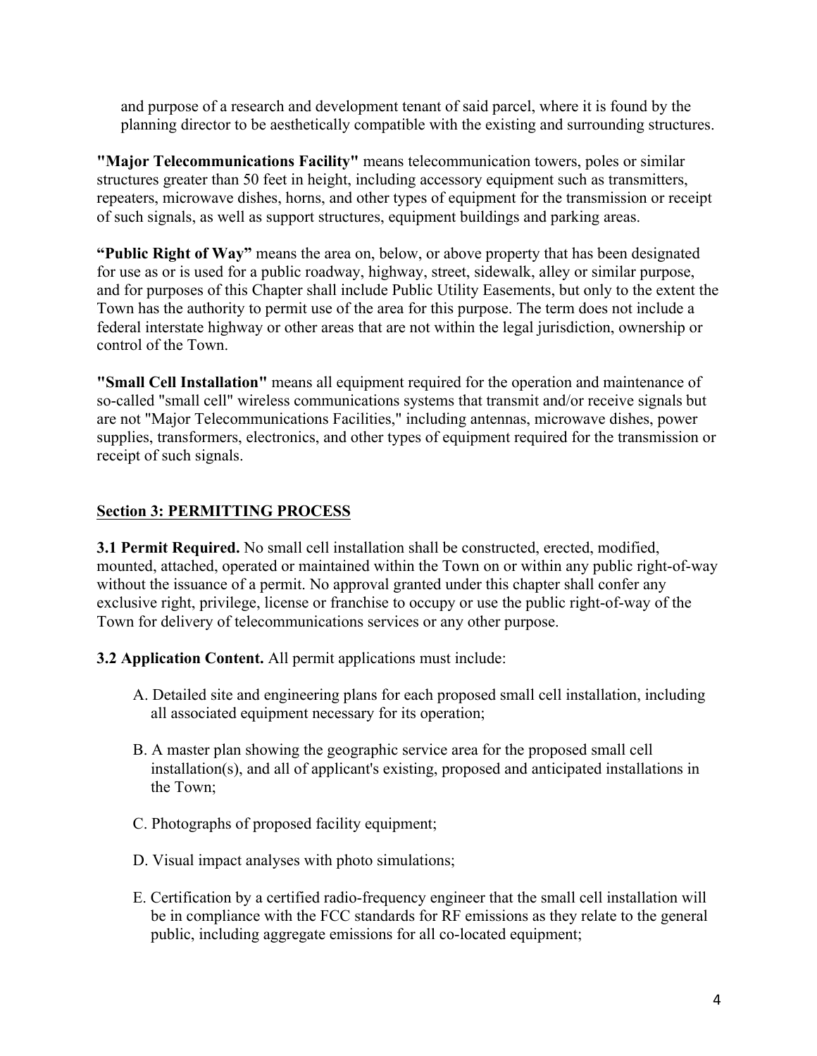and purpose of a research and development tenant of said parcel, where it is found by the planning director to be aesthetically compatible with the existing and surrounding structures.

**"Major Telecommunications Facility"** means telecommunication towers, poles or similar structures greater than 50 feet in height, including accessory equipment such as transmitters, repeaters, microwave dishes, horns, and other types of equipment for the transmission or receipt of such signals, as well as support structures, equipment buildings and parking areas.

**"Public Right of Way"** means the area on, below, or above property that has been designated for use as or is used for a public roadway, highway, street, sidewalk, alley or similar purpose, and for purposes of this Chapter shall include Public Utility Easements, but only to the extent the Town has the authority to permit use of the area for this purpose. The term does not include a federal interstate highway or other areas that are not within the legal jurisdiction, ownership or control of the Town.

**"Small Cell Installation"** means all equipment required for the operation and maintenance of so-called "small cell" wireless communications systems that transmit and/or receive signals but are not "Major Telecommunications Facilities," including antennas, microwave dishes, power supplies, transformers, electronics, and other types of equipment required for the transmission or receipt of such signals.

## Section 3: PERMITTING PROCESS

**3.1 Permit Required.** No small cell installation shall be constructed, erected, modified, mounted, attached, operated or maintained within the Town on or within any public right-of-way without the issuance of a permit. No approval granted under this chapter shall confer any exclusive right, privilege, license or franchise to occupy or use the public right-of-way of the Town for delivery of telecommunications services or any other purpose.

**3.2 Application Content.** All permit applications must include:

A. Detailed site and engineering plans for each proposed small cell installation, including all associated equipment necessary for its operation;

B. A master plan showing the geographic service area for the proposed small cell installation(s), and all of applicant's existing, proposed and anticipated installations in the Town;

C. Photographs of proposed facility equipment;

D. Visual impact analyses with photo simulations;

E. Certification by a certified radio-frequency engineer that the small cell installation will be in compliance with the FCC standards for RF emissions as they relate to the general public, including aggregate emissions for all co-located equipment;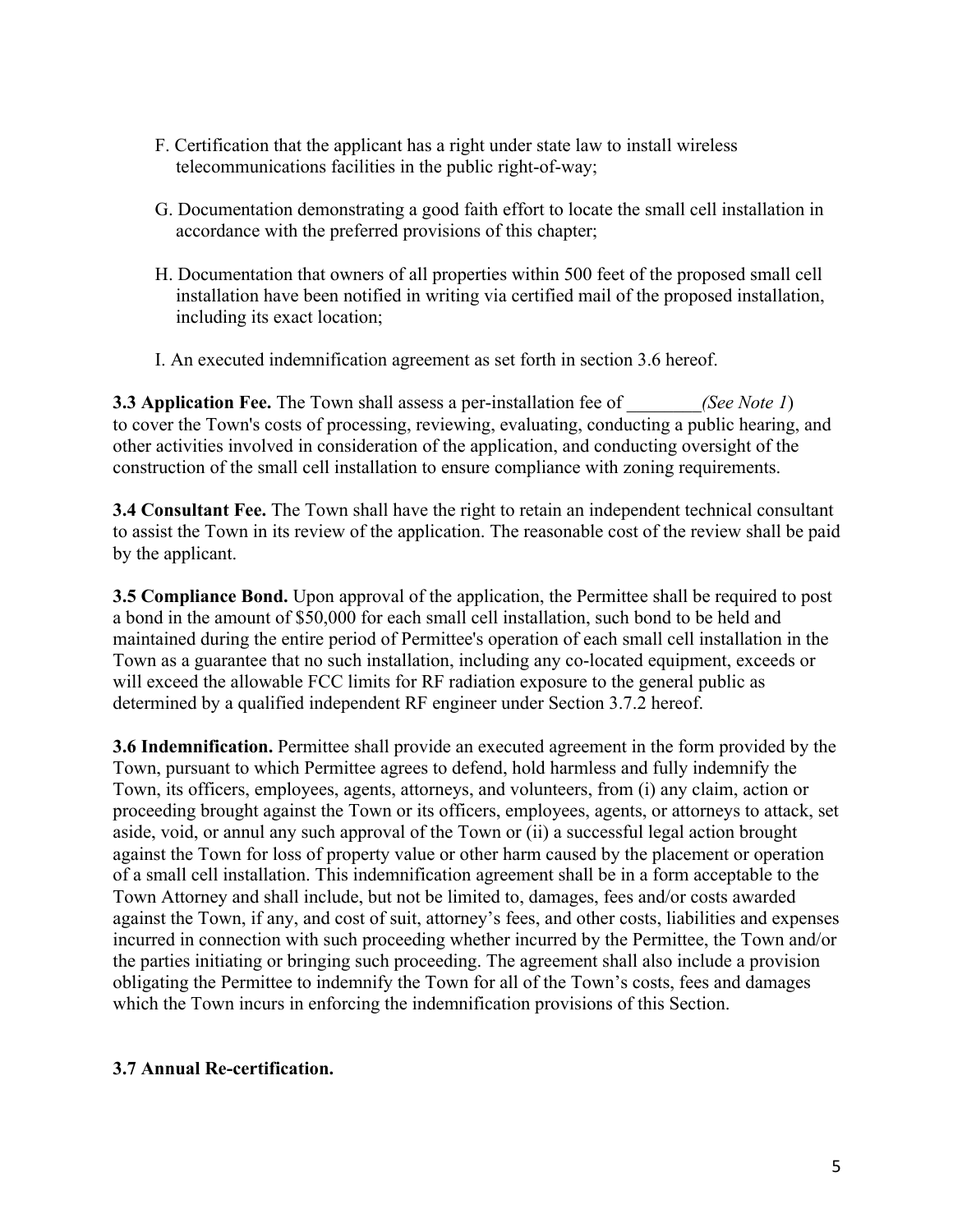F. Certification that the applicant has a right under state law to install wireless telecommunications facilities in the public right-of-way;

G. Documentation demonstrating a good faith effort to locate the small cell installation in accordance with the preferred provisions of this chapter;

H. Documentation that owners of all properties within 500 feet of the proposed small cell installation have been notified in writing via certified mail of the proposed installation, including its exact location;

I. An executed indemnification agreement as set forth in section 3.6 hereof.

**3.3 Application Fee.** The Town shall assess a per-installation fee of ________*(See Note 1*) to cover the Town's costs of processing, reviewing, evaluating, conducting a public hearing, and other activities involved in consideration of the application, and conducting oversight of the construction of the small cell installation to ensure compliance with zoning requirements.

**3.4 Consultant Fee.** The Town shall have the right to retain an independent technical consultant to assist the Town in its review of the application. The reasonable cost of the review shall be paid by the applicant.

**3.5 Compliance Bond.** Upon approval of the application, the Permittee shall be required to post a bond in the amount of $50,000 for each small cell installation, such bond to be held and maintained during the entire period of Permittee's operation of each small cell installation in the Town as a guarantee that no such installation, including any co-located equipment, exceeds or will exceed the allowable FCC limits for RF radiation exposure to the general public as determined by a qualified independent RF engineer under Section 3.7.2 hereof.

**3.6 Indemnification.** Permittee shall provide an executed agreement in the form provided by the Town, pursuant to which Permittee agrees to defend, hold harmless and fully indemnify the Town, its officers, employees, agents, attorneys, and volunteers, from (i) any claim, action or proceeding brought against the Town or its officers, employees, agents, or attorneys to attack, set aside, void, or annul any such approval of the Town or (ii) a successful legal action brought against the Town for loss of property value or other harm caused by the placement or operation of a small cell installation. This indemnification agreement shall be in a form acceptable to the Town Attorney and shall include, but not be limited to, damages, fees and/or costs awarded against the Town, if any, and cost of suit, attorney's fees, and other costs, liabilities and expenses incurred in connection with such proceeding whether incurred by the Permittee, the Town and/or the parties initiating or bringing such proceeding. The agreement shall also include a provision obligating the Permittee to indemnify the Town for all of the Town's costs, fees and damages which the Town incurs in enforcing the indemnification provisions of this Section.

**3.7 Annual Re-certification.**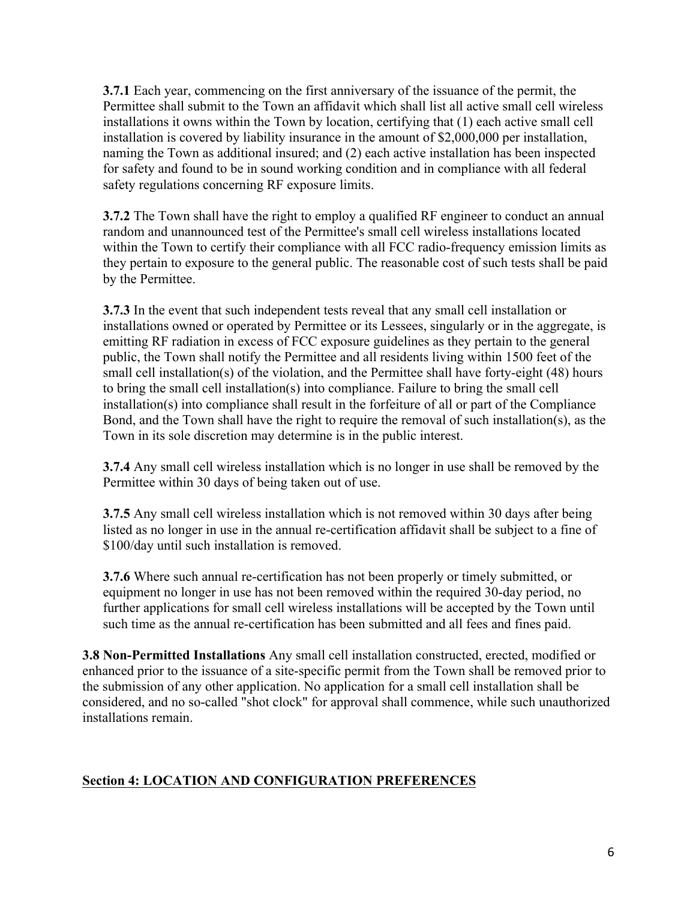**3.7.1** Each year, commencing on the first anniversary of the issuance of the permit, the Permittee shall submit to the Town an affidavit which shall list all active small cell wireless installations it owns within the Town by location, certifying that (1) each active small cell installation is covered by liability insurance in the amount of $2,000,000 per installation, naming the Town as additional insured; and (2) each active installation has been inspected for safety and found to be in sound working condition and in compliance with all federal safety regulations concerning RF exposure limits.

**3.7.2** The Town shall have the right to employ a qualified RF engineer to conduct an annual random and unannounced test of the Permittee's small cell wireless installations located within the Town to certify their compliance with all FCC radio-frequency emission limits as they pertain to exposure to the general public. The reasonable cost of such tests shall be paid by the Permittee.

**3.7.3** In the event that such independent tests reveal that any small cell installation or installations owned or operated by Permittee or its Lessees, singularly or in the aggregate, is emitting RF radiation in excess of FCC exposure guidelines as they pertain to the general public, the Town shall notify the Permittee and all residents living within 1500 feet of the small cell installation(s) of the violation, and the Permittee shall have forty-eight (48) hours to bring the small cell installation(s) into compliance. Failure to bring the small cell installation(s) into compliance shall result in the forfeiture of all or part of the Compliance Bond, and the Town shall have the right to require the removal of such installation(s), as the Town in its sole discretion may determine is in the public interest.

**3.7.4** Any small cell wireless installation which is no longer in use shall be removed by the Permittee within 30 days of being taken out of use.

**3.7.5** Any small cell wireless installation which is not removed within 30 days after being listed as no longer in use in the annual re-certification affidavit shall be subject to a fine of $100/day until such installation is removed.

**3.7.6** Where such annual re-certification has not been properly or timely submitted, or equipment no longer in use has not been removed within the required 30-day period, no further applications for small cell wireless installations will be accepted by the Town until such time as the annual re-certification has been submitted and all fees and fines paid.

**3.8 Non-Permitted Installations** Any small cell installation constructed, erected, modified or enhanced prior to the issuance of a site-specific permit from the Town shall be removed prior to the submission of any other application. No application for a small cell installation shall be considered, and no so-called "shot clock" for approval shall commence, while such unauthorized installations remain.

## Section 4: LOCATION AND CONFIGURATION PREFERENCES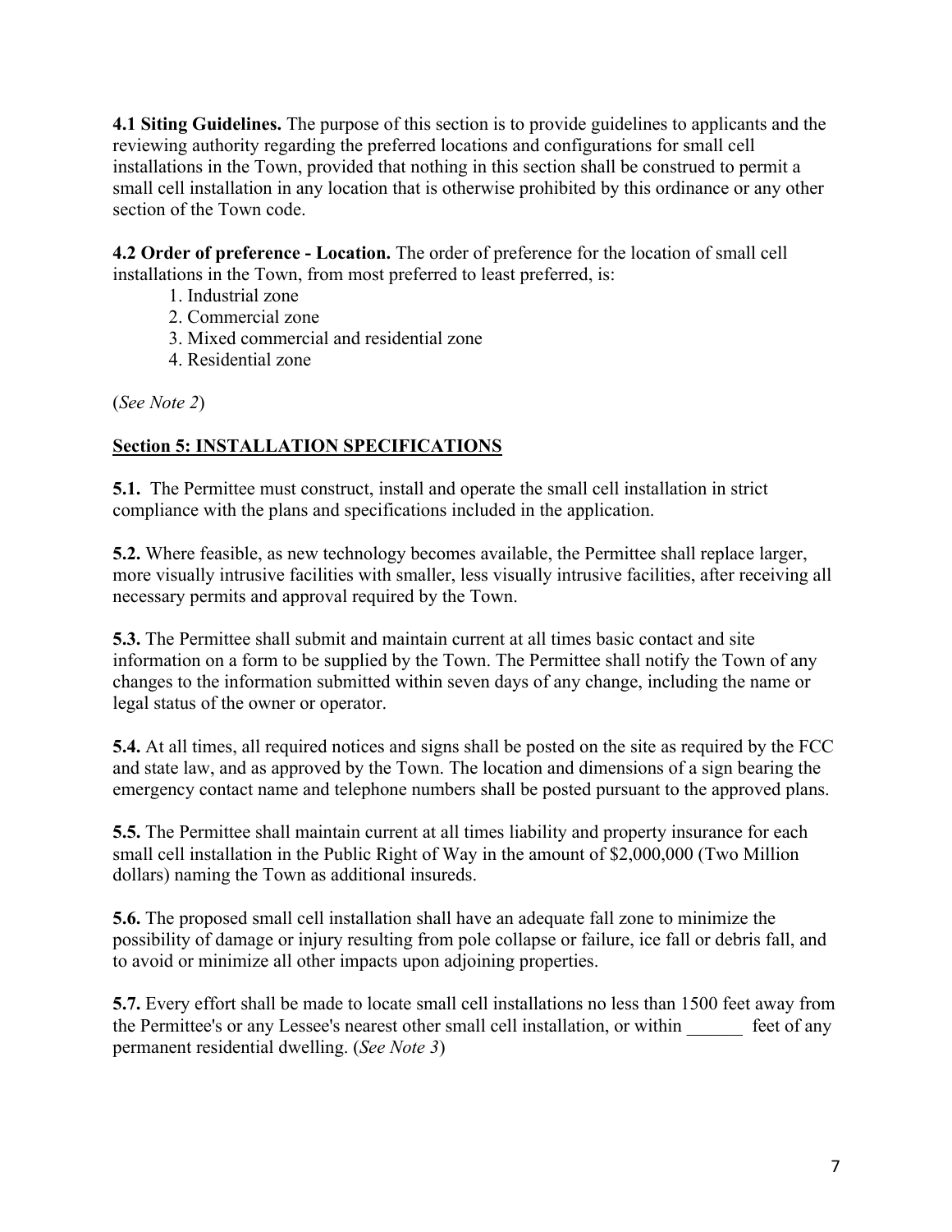**4.1 Siting Guidelines.** The purpose of this section is to provide guidelines to applicants and the reviewing authority regarding the preferred locations and configurations for small cell installations in the Town, provided that nothing in this section shall be construed to permit a small cell installation in any location that is otherwise prohibited by this ordinance or any other section of the Town code.

**4.2 Order of preference - Location.** The order of preference for the location of small cell installations in the Town, from most preferred to least preferred, is:

1. Industrial zone
2. Commercial zone
3. Mixed commercial and residential zone
4. Residential zone

(*See Note 2*)

## Section 5: INSTALLATION SPECIFICATIONS

**5.1.** The Permittee must construct, install and operate the small cell installation in strict compliance with the plans and specifications included in the application.

**5.2.** Where feasible, as new technology becomes available, the Permittee shall replace larger, more visually intrusive facilities with smaller, less visually intrusive facilities, after receiving all necessary permits and approval required by the Town.

**5.3.** The Permittee shall submit and maintain current at all times basic contact and site information on a form to be supplied by the Town. The Permittee shall notify the Town of any changes to the information submitted within seven days of any change, including the name or legal status of the owner or operator.

**5.4.** At all times, all required notices and signs shall be posted on the site as required by the FCC and state law, and as approved by the Town. The location and dimensions of a sign bearing the emergency contact name and telephone numbers shall be posted pursuant to the approved plans.

**5.5.** The Permittee shall maintain current at all times liability and property insurance for each small cell installation in the Public Right of Way in the amount of $2,000,000 (Two Million dollars) naming the Town as additional insureds.

**5.6.** The proposed small cell installation shall have an adequate fall zone to minimize the possibility of damage or injury resulting from pole collapse or failure, ice fall or debris fall, and to avoid or minimize all other impacts upon adjoining properties.

**5.7.** Every effort shall be made to locate small cell installations no less than 1500 feet away from the Permittee's or any Lessee's nearest other small cell installation, or within ______ feet of any permanent residential dwelling. (*See Note 3*)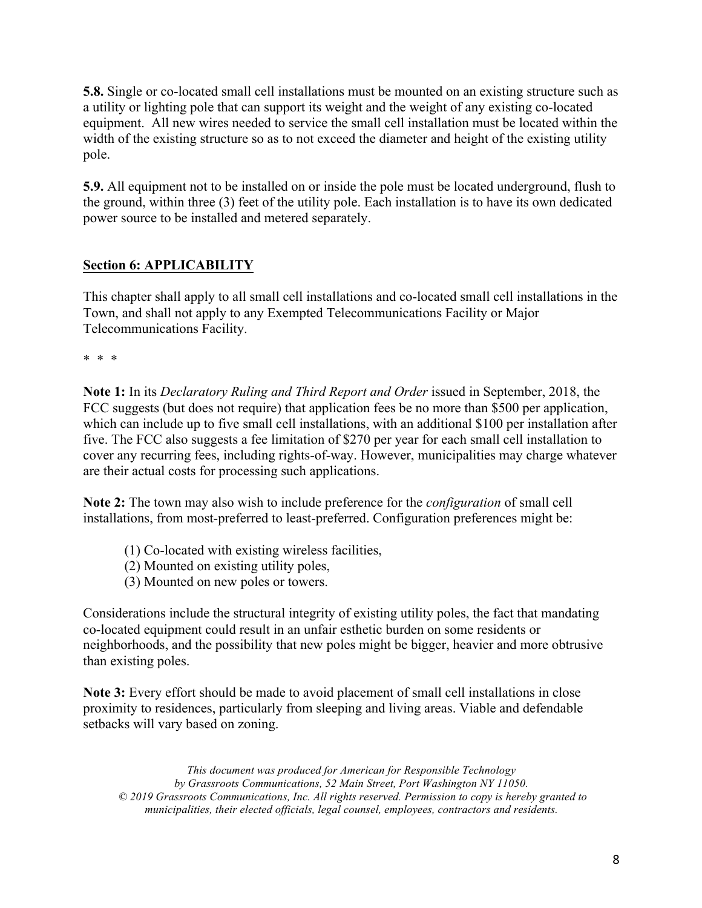**5.8.** Single or co-located small cell installations must be mounted on an existing structure such as a utility or lighting pole that can support its weight and the weight of any existing co-located equipment. All new wires needed to service the small cell installation must be located within the width of the existing structure so as to not exceed the diameter and height of the existing utility pole.

**5.9.** All equipment not to be installed on or inside the pole must be located underground, flush to the ground, within three (3) feet of the utility pole. Each installation is to have its own dedicated power source to be installed and metered separately.

## Section 6: APPLICABILITY

This chapter shall apply to all small cell installations and co-located small cell installations in the Town, and shall not apply to any Exempted Telecommunications Facility or Major Telecommunications Facility.

\* \* \*

**Note 1:** In its *Declaratory Ruling and Third Report and Order* issued in September, 2018, the FCC suggests (but does not require) that application fees be no more than $500 per application, which can include up to five small cell installations, with an additional $100 per installation after five. The FCC also suggests a fee limitation of $270 per year for each small cell installation to cover any recurring fees, including rights-of-way. However, municipalities may charge whatever are their actual costs for processing such applications.

**Note 2:** The town may also wish to include preference for the *configuration* of small cell installations, from most-preferred to least-preferred. Configuration preferences might be:

(1) Co-located with existing wireless facilities,
(2) Mounted on existing utility poles,
(3) Mounted on new poles or towers.

Considerations include the structural integrity of existing utility poles, the fact that mandating co-located equipment could result in an unfair esthetic burden on some residents or neighborhoods, and the possibility that new poles might be bigger, heavier and more obtrusive than existing poles.

**Note 3:** Every effort should be made to avoid placement of small cell installations in close proximity to residences, particularly from sleeping and living areas. Viable and defendable setbacks will vary based on zoning.

*This document was produced for American for Responsible Technology by Grassroots Communications, 52 Main Street, Port Washington NY 11050. © 2019 Grassroots Communications, Inc. All rights reserved. Permission to copy is hereby granted to municipalities, their elected officials, legal counsel, employees, contractors and residents.*